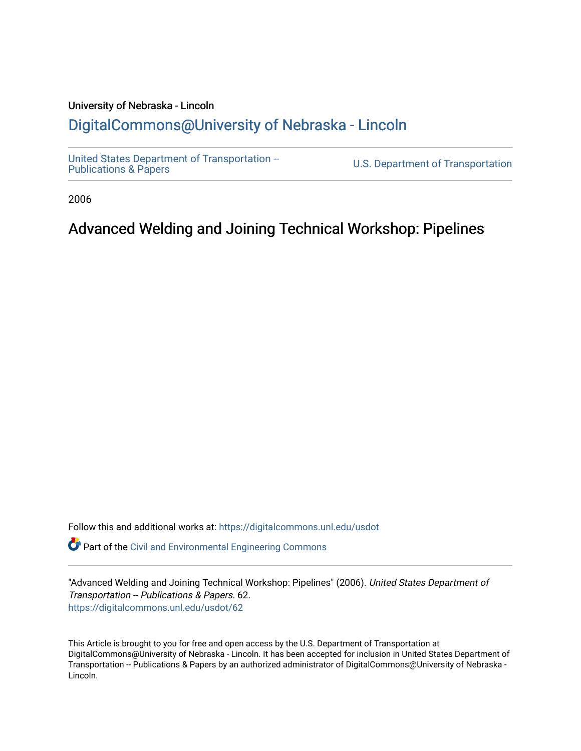University of Nebraska - Lincoln

## DigitalCommons@University of Nebraska - Lincoln

United States Department of Transportation -- Publications & Papers

U.S. Department of Transportation

2006

# Advanced Welding and Joining Technical Workshop: Pipelines

Follow this and additional works at: https://digitalcommons.unl.edu/usdot

Part of the Civil and Environmental Engineering Commons

"Advanced Welding and Joining Technical Workshop: Pipelines" (2006). *United States Department of Transportation -- Publications & Papers*. 62.
https://digitalcommons.unl.edu/usdot/62

This Article is brought to you for free and open access by the U.S. Department of Transportation at DigitalCommons@University of Nebraska - Lincoln. It has been accepted for inclusion in United States Department of Transportation -- Publications & Papers by an authorized administrator of DigitalCommons@University of Nebraska - Lincoln.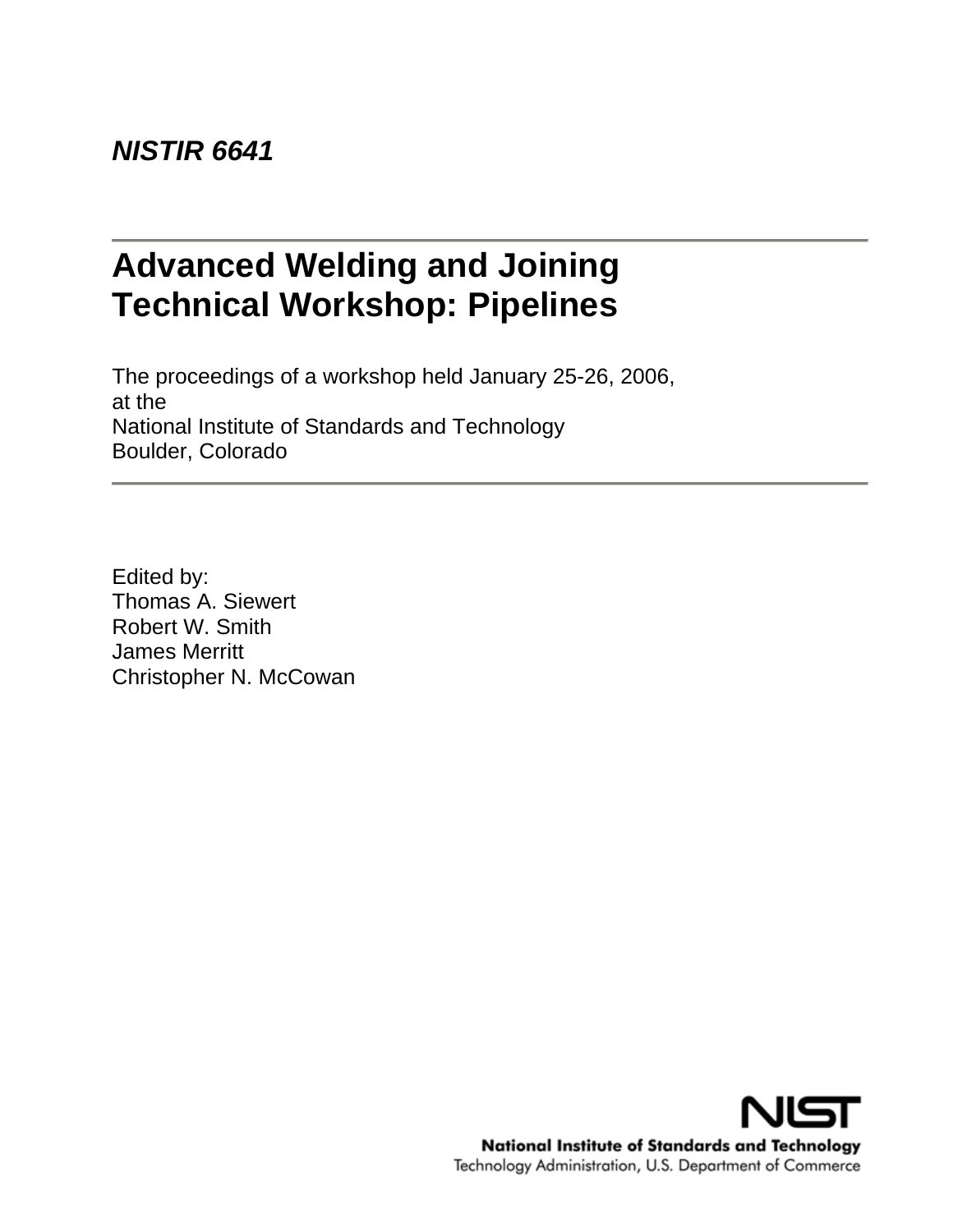*NISTIR 6641*

# Advanced Welding and Joining Technical Workshop: Pipelines

The proceedings of a workshop held January 25-26, 2006,
at the
National Institute of Standards and Technology
Boulder, Colorado

Edited by:
Thomas A. Siewert
Robert W. Smith
James Merritt
Christopher N. McCowan

NIST
**National Institute of Standards and Technology**
Technology Administration, U.S. Department of Commerce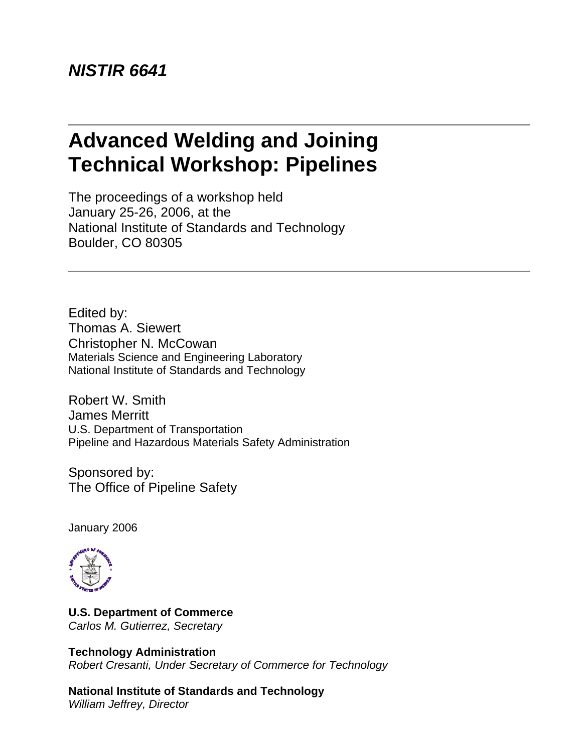***NISTIR 6641***

# Advanced Welding and Joining Technical Workshop: Pipelines

The proceedings of a workshop held
January 25-26, 2006, at the
National Institute of Standards and Technology
Boulder, CO 80305

Edited by:
Thomas A. Siewert
Christopher N. McCowan
Materials Science and Engineering Laboratory
National Institute of Standards and Technology

Robert W. Smith
James Merritt
U.S. Department of Transportation
Pipeline and Hazardous Materials Safety Administration

Sponsored by:
The Office of Pipeline Safety

January 2006

**U.S. Department of Commerce**
*Carlos M. Gutierrez, Secretary*

**Technology Administration**
*Robert Cresanti, Under Secretary of Commerce for Technology*

**National Institute of Standards and Technology**
*William Jeffrey, Director*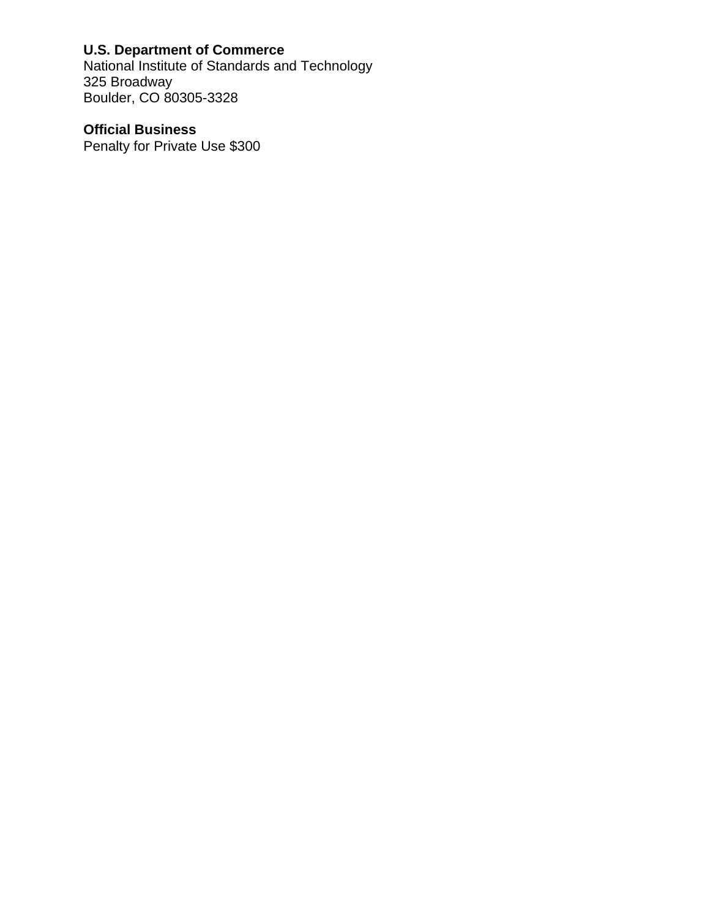**U.S. Department of Commerce**
National Institute of Standards and Technology
325 Broadway
Boulder, CO 80305-3328

**Official Business**
Penalty for Private Use $300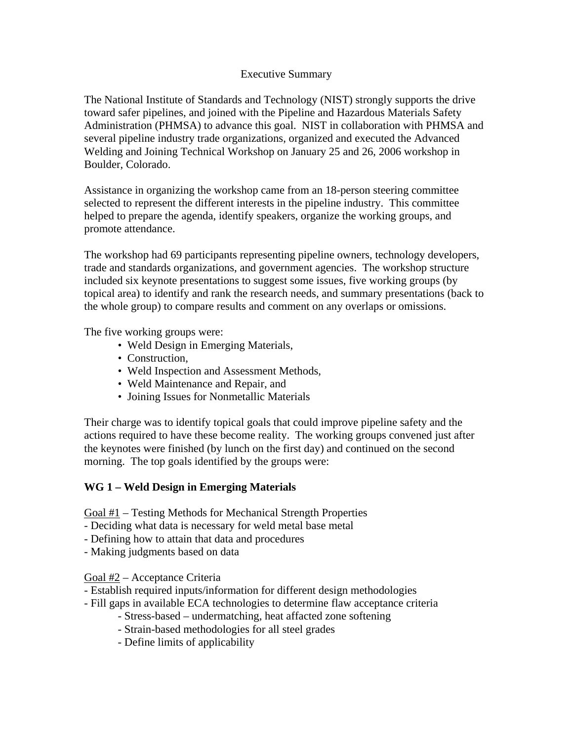# Executive Summary

The National Institute of Standards and Technology (NIST) strongly supports the drive toward safer pipelines, and joined with the Pipeline and Hazardous Materials Safety Administration (PHMSA) to advance this goal. NIST in collaboration with PHMSA and several pipeline industry trade organizations, organized and executed the Advanced Welding and Joining Technical Workshop on January 25 and 26, 2006 workshop in Boulder, Colorado.

Assistance in organizing the workshop came from an 18-person steering committee selected to represent the different interests in the pipeline industry. This committee helped to prepare the agenda, identify speakers, organize the working groups, and promote attendance.

The workshop had 69 participants representing pipeline owners, technology developers, trade and standards organizations, and government agencies. The workshop structure included six keynote presentations to suggest some issues, five working groups (by topical area) to identify and rank the research needs, and summary presentations (back to the whole group) to compare results and comment on any overlaps or omissions.

The five working groups were:

- Weld Design in Emerging Materials,
- Construction,
- Weld Inspection and Assessment Methods,
- Weld Maintenance and Repair, and
- Joining Issues for Nonmetallic Materials

Their charge was to identify topical goals that could improve pipeline safety and the actions required to have these become reality. The working groups convened just after the keynotes were finished (by lunch on the first day) and continued on the second morning. The top goals identified by the groups were:

**WG 1 – Weld Design in Emerging Materials**

<u>Goal #1</u> – Testing Methods for Mechanical Strength Properties
- Deciding what data is necessary for weld metal base metal
- Defining how to attain that data and procedures
- Making judgments based on data

<u>Goal #2</u> – Acceptance Criteria
- Establish required inputs/information for different design methodologies
- Fill gaps in available ECA technologies to determine flaw acceptance criteria
    - Stress-based – undermatching, heat affacted zone softening
    - Strain-based methodologies for all steel grades
    - Define limits of applicability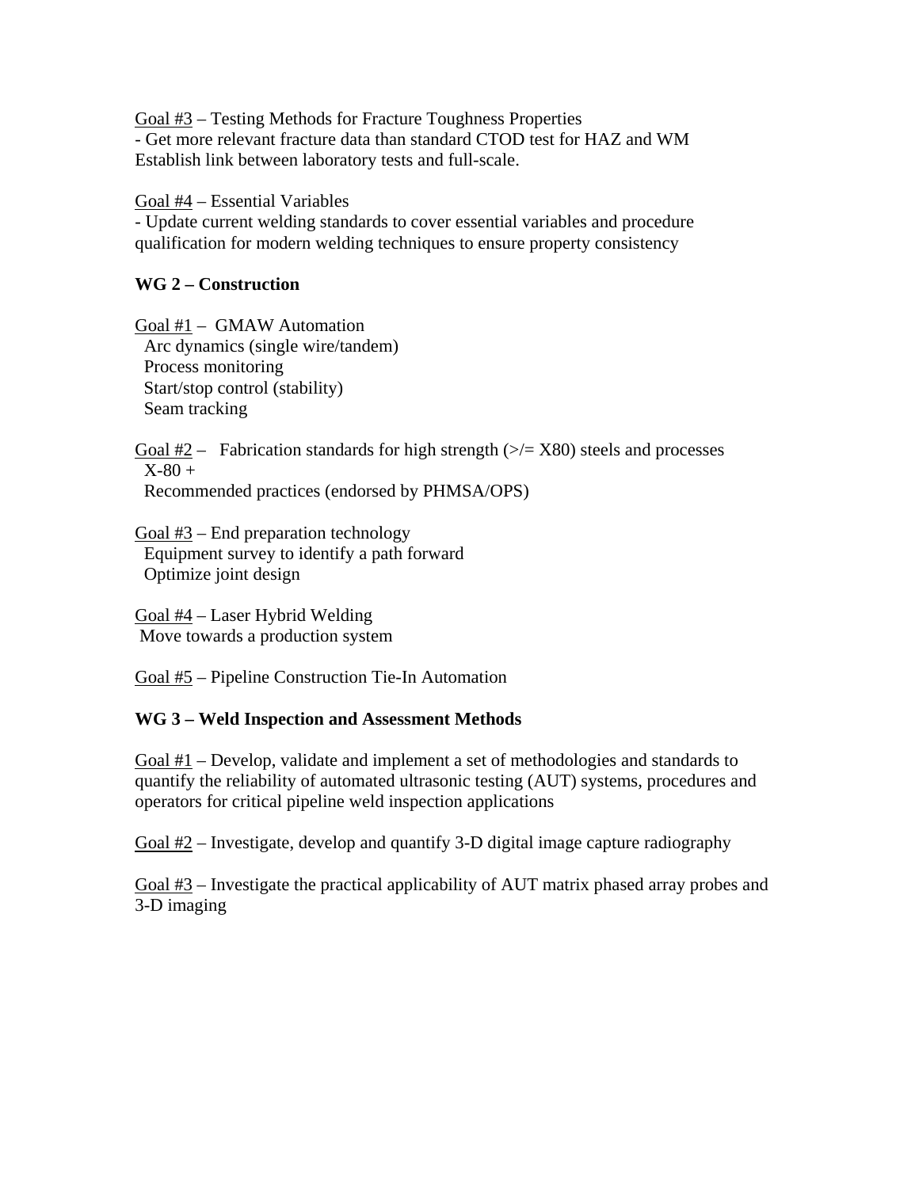Goal #3 – Testing Methods for Fracture Toughness Properties
- Get more relevant fracture data than standard CTOD test for HAZ and WM
Establish link between laboratory tests and full-scale.

Goal #4 – Essential Variables
- Update current welding standards to cover essential variables and procedure qualification for modern welding techniques to ensure property consistency

**WG 2 – Construction**

Goal #1 – GMAW Automation
Arc dynamics (single wire/tandem)
Process monitoring
Start/stop control (stability)
Seam tracking

Goal #2 – Fabrication standards for high strength (>/= X80) steels and processes
X-80 +
Recommended practices (endorsed by PHMSA/OPS)

Goal #3 – End preparation technology
Equipment survey to identify a path forward
Optimize joint design

Goal #4 – Laser Hybrid Welding
Move towards a production system

Goal #5 – Pipeline Construction Tie-In Automation

**WG 3 – Weld Inspection and Assessment Methods**

Goal #1 – Develop, validate and implement a set of methodologies and standards to quantify the reliability of automated ultrasonic testing (AUT) systems, procedures and operators for critical pipeline weld inspection applications

Goal #2 – Investigate, develop and quantify 3-D digital image capture radiography

Goal #3 – Investigate the practical applicability of AUT matrix phased array probes and 3-D imaging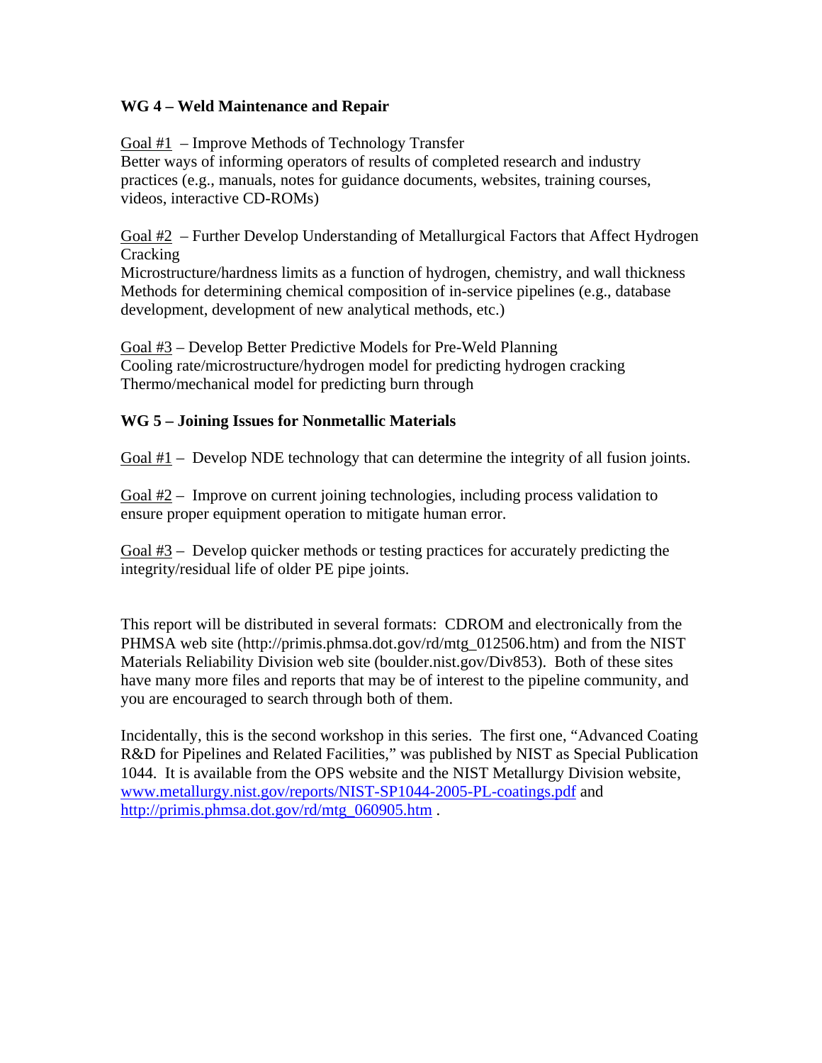**WG 4 – Weld Maintenance and Repair**

Goal #1 – Improve Methods of Technology Transfer
Better ways of informing operators of results of completed research and industry practices (e.g., manuals, notes for guidance documents, websites, training courses, videos, interactive CD-ROMs)

Goal #2 – Further Develop Understanding of Metallurgical Factors that Affect Hydrogen Cracking
Microstructure/hardness limits as a function of hydrogen, chemistry, and wall thickness
Methods for determining chemical composition of in-service pipelines (e.g., database development, development of new analytical methods, etc.)

Goal #3 – Develop Better Predictive Models for Pre-Weld Planning
Cooling rate/microstructure/hydrogen model for predicting hydrogen cracking
Thermo/mechanical model for predicting burn through

**WG 5 – Joining Issues for Nonmetallic Materials**

Goal #1 – Develop NDE technology that can determine the integrity of all fusion joints.

Goal #2 – Improve on current joining technologies, including process validation to ensure proper equipment operation to mitigate human error.

Goal #3 – Develop quicker methods or testing practices for accurately predicting the integrity/residual life of older PE pipe joints.

This report will be distributed in several formats: CDROM and electronically from the PHMSA web site (http://primis.phmsa.dot.gov/rd/mtg_012506.htm) and from the NIST Materials Reliability Division web site (boulder.nist.gov/Div853). Both of these sites have many more files and reports that may be of interest to the pipeline community, and you are encouraged to search through both of them.

Incidentally, this is the second workshop in this series. The first one, "Advanced Coating R&D for Pipelines and Related Facilities," was published by NIST as Special Publication 1044. It is available from the OPS website and the NIST Metallurgy Division website, www.metallurgy.nist.gov/reports/NIST-SP1044-2005-PL-coatings.pdf and http://primis.phmsa.dot.gov/rd/mtg_060905.htm .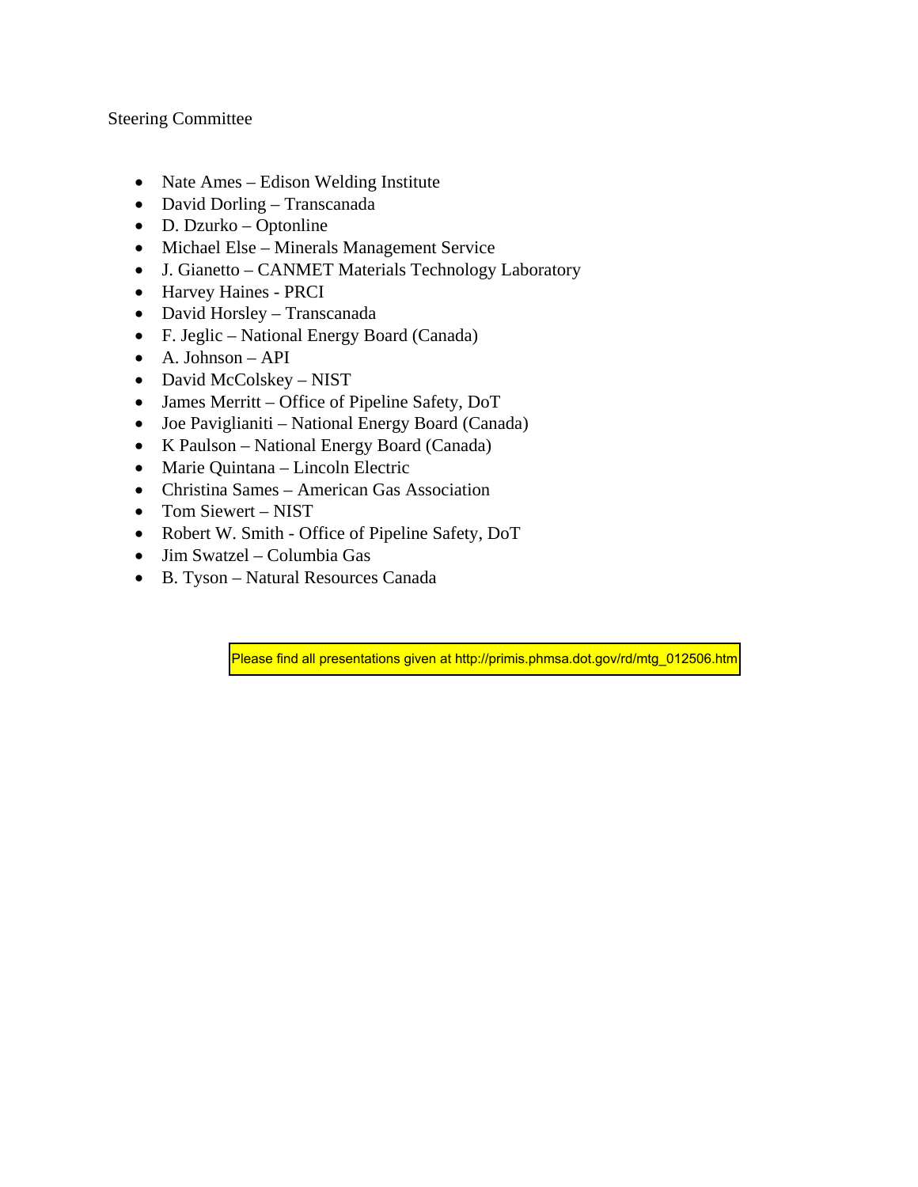Steering Committee

- Nate Ames – Edison Welding Institute
- David Dorling – Transcanada
- D. Dzurko – Optonline
- Michael Else – Minerals Management Service
- J. Gianetto – CANMET Materials Technology Laboratory
- Harvey Haines - PRCI
- David Horsley – Transcanada
- F. Jeglic – National Energy Board (Canada)
- A. Johnson – API
- David McColskey – NIST
- James Merritt – Office of Pipeline Safety, DoT
- Joe Paviglianiti – National Energy Board (Canada)
- K Paulson – National Energy Board (Canada)
- Marie Quintana – Lincoln Electric
- Christina Sames – American Gas Association
- Tom Siewert – NIST
- Robert W. Smith - Office of Pipeline Safety, DoT
- Jim Swatzel – Columbia Gas
- B. Tyson – Natural Resources Canada

Please find all presentations given at http://primis.phmsa.dot.gov/rd/mtg_012506.htm